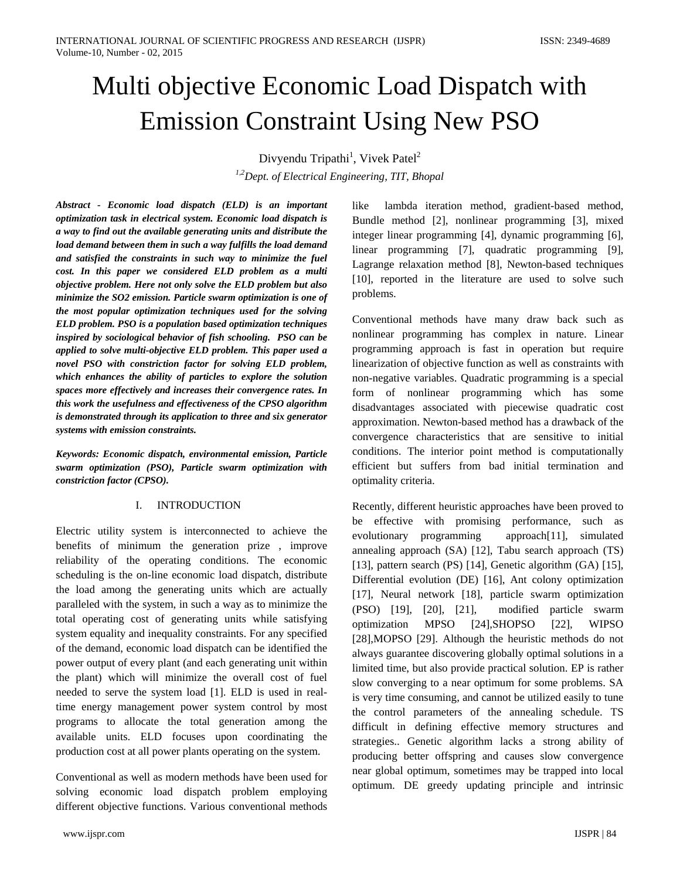# Multi objective Economic Load Dispatch with Emission Constraint Using New PSO

Divyendu Tripathi[1], Vivek Patel[2]

[1,2]*Dept. of Electrical Engineering, TIT, Bhopal*

***Abstract - Economic load dispatch (ELD) is an important optimization task in electrical system. Economic load dispatch is a way to find out the available generating units and distribute the load demand between them in such a way fulfills the load demand and satisfied the constraints in such way to minimize the fuel cost. In this paper we considered ELD problem as a multi objective problem. Here not only solve the ELD problem but also minimize the SO2 emission. Particle swarm optimization is one of the most popular optimization techniques used for the solving ELD problem. PSO is a population based optimization techniques inspired by sociological behavior of fish schooling. PSO can be applied to solve multi-objective ELD problem. This paper used a novel PSO with constriction factor for solving ELD problem, which enhances the ability of particles to explore the solution spaces more effectively and increases their convergence rates. In this work the usefulness and effectiveness of the CPSO algorithm is demonstrated through its application to three and six generator systems with emission constraints.***

***Keywords: Economic dispatch, environmental emission, Particle swarm optimization (PSO), Particle swarm optimization with constriction factor (CPSO).***

## I. INTRODUCTION

Electric utility system is interconnected to achieve the benefits of minimum the generation prize , improve reliability of the operating conditions. The economic scheduling is the on-line economic load dispatch, distribute the load among the generating units which are actually paralleled with the system, in such a way as to minimize the total operating cost of generating units while satisfying system equality and inequality constraints. For any specified of the demand, economic load dispatch can be identified the power output of every plant (and each generating unit within the plant) which will minimize the overall cost of fuel needed to serve the system load [1]. ELD is used in real-time energy management power system control by most programs to allocate the total generation among the available units. ELD focuses upon coordinating the production cost at all power plants operating on the system.

Conventional as well as modern methods have been used for solving economic load dispatch problem employing different objective functions. Various conventional methods like lambda iteration method, gradient-based method, Bundle method [2], nonlinear programming [3], mixed integer linear programming [4], dynamic programming [6], linear programming [7], quadratic programming [9], Lagrange relaxation method [8], Newton-based techniques [10], reported in the literature are used to solve such problems.

Conventional methods have many draw back such as nonlinear programming has complex in nature. Linear programming approach is fast in operation but require linearization of objective function as well as constraints with non-negative variables. Quadratic programming is a special form of nonlinear programming which has some disadvantages associated with piecewise quadratic cost approximation. Newton-based method has a drawback of the convergence characteristics that are sensitive to initial conditions. The interior point method is computationally efficient but suffers from bad initial termination and optimality criteria.

Recently, different heuristic approaches have been proved to be effective with promising performance, such as evolutionary programming approach[11], simulated annealing approach (SA) [12], Tabu search approach (TS) [13], pattern search (PS) [14], Genetic algorithm (GA) [15], Differential evolution (DE) [16], Ant colony optimization [17], Neural network [18], particle swarm optimization (PSO) [19], [20], [21], modified particle swarm optimization MPSO [24],SHOPSO [22], WIPSO [28],MOPSO [29]. Although the heuristic methods do not always guarantee discovering globally optimal solutions in a limited time, but also provide practical solution. EP is rather slow converging to a near optimum for some problems. SA is very time consuming, and cannot be utilized easily to tune the control parameters of the annealing schedule. TS difficult in defining effective memory structures and strategies.. Genetic algorithm lacks a strong ability of producing better offspring and causes slow convergence near global optimum, sometimes may be trapped into local optimum. DE greedy updating principle and intrinsic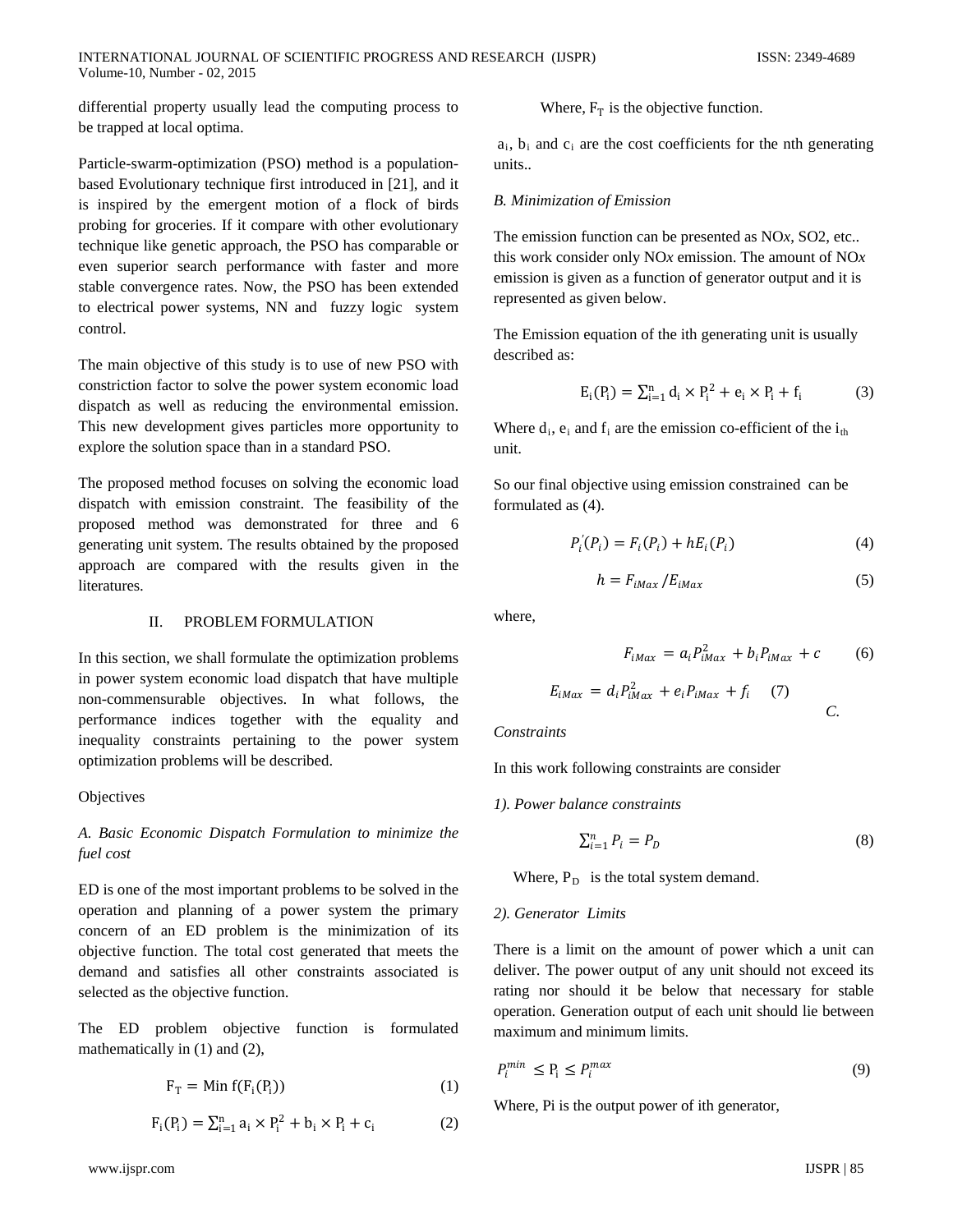differential property usually lead the computing process to be trapped at local optima.

Particle-swarm-optimization (PSO) method is a population-based Evolutionary technique first introduced in [21], and it is inspired by the emergent motion of a flock of birds probing for groceries. If it compare with other evolutionary technique like genetic approach, the PSO has comparable or even superior search performance with faster and more stable convergence rates. Now, the PSO has been extended to electrical power systems, NN and fuzzy logic system control.

The main objective of this study is to use of new PSO with constriction factor to solve the power system economic load dispatch as well as reducing the environmental emission. This new development gives particles more opportunity to explore the solution space than in a standard PSO.

The proposed method focuses on solving the economic load dispatch with emission constraint. The feasibility of the proposed method was demonstrated for three and 6 generating unit system. The results obtained by the proposed approach are compared with the results given in the literatures.

## II. PROBLEM FORMULATION

In this section, we shall formulate the optimization problems in power system economic load dispatch that have multiple non-commensurable objectives. In what follows, the performance indices together with the equality and inequality constraints pertaining to the power system optimization problems will be described.

Objectives

*A. Basic Economic Dispatch Formulation to minimize the fuel cost*

ED is one of the most important problems to be solved in the operation and planning of a power system the primary concern of an ED problem is the minimization of its objective function. The total cost generated that meets the demand and satisfies all other constraints associated is selected as the objective function.

The ED problem objective function is formulated mathematically in (1) and (2),

$$F_T = \text{Min } f(F_i(P_i)) \quad (1)$$

$$F_i(P_i) = \sum_{i=1}^{n} a_i \times P_i^2 + b_i \times P_i + c_i \quad (2)$$

Where, $F_T$ is the objective function.

$a_i$, $b_i$ and $c_i$ are the cost coefficients for the nth generating units..

*B. Minimization of Emission*

The emission function can be presented as NO*x*, SO2, etc.. this work consider only NO*x* emission. The amount of NO*x* emission is given as a function of generator output and it is represented as given below.

The Emission equation of the ith generating unit is usually described as:

$$E_i(P_i) = \sum_{i=1}^{n} d_i \times P_i^2 + e_i \times P_i + f_i \quad (3)$$

Where $d_i$, $e_i$ and $f_i$ are the emission co-efficient of the $i_{th}$ unit.

So our final objective using emission constrained can be formulated as (4).

$$P_i'(P_i) = F_i(P_i) + hE_i(P_i) \quad (4)$$

$$h = F_{iMax} / E_{iMax} \quad (5)$$

where,

$$F_{iMax} = a_i P_{iMax}^2 + b_i P_{iMax} + c \quad (6)$$

$$E_{iMax} = d_i P_{iMax}^2 + e_i P_{iMax} + f_i \quad (7)$$

*C. Constraints*

In this work following constraints are consider

*1). Power balance constraints*

$$\sum_{i=1}^{n} P_i = P_D \quad (8)$$

Where, $P_D$ is the total system demand.

*2). Generator Limits*

There is a limit on the amount of power which a unit can deliver. The power output of any unit should not exceed its rating nor should it be below that necessary for stable operation. Generation output of each unit should lie between maximum and minimum limits.

$$P_i^{min} \leq P_i \leq P_i^{max} \quad (9)$$

Where, Pi is the output power of ith generator,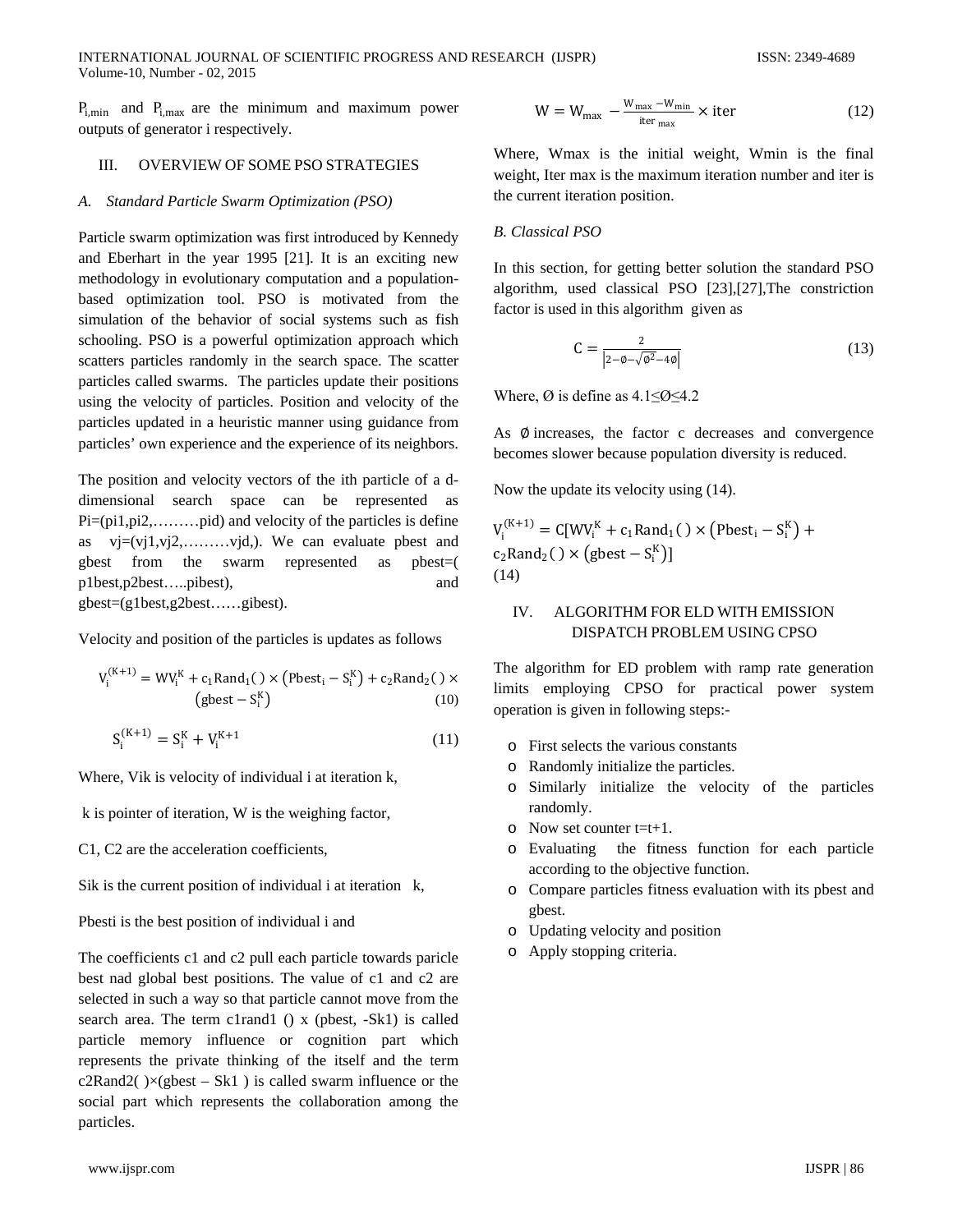$P_{i,min}$ and $P_{i,max}$ are the minimum and maximum power outputs of generator i respectively.

## III. OVERVIEW OF SOME PSO STRATEGIES

### *A. Standard Particle Swarm Optimization (PSO)*

Particle swarm optimization was first introduced by Kennedy and Eberhart in the year 1995 [21]. It is an exciting new methodology in evolutionary computation and a population-based optimization tool. PSO is motivated from the simulation of the behavior of social systems such as fish schooling. PSO is a powerful optimization approach which scatters particles randomly in the search space. The scatter particles called swarms. The particles update their positions using the velocity of particles. Position and velocity of the particles updated in a heuristic manner using guidance from particles' own experience and the experience of its neighbors.

The position and velocity vectors of the ith particle of a d-dimensional search space can be represented as Pi=(pi1,pi2,………pid) and velocity of the particles is define as vj=(vj1,vj2,………vjd,). We can evaluate pbest and gbest from the swarm represented as pbest=( p1best,p2best…..pibest), and gbest=(g1best,g2best……gibest).

Velocity and position of the particles is updates as follows

$$V_i^{(K+1)} = WV_i^K + c_1 Rand_1(\,) \times \left(Pbest_i - S_i^K\right) + c_2 Rand_2(\,) \times \left(gbest - S_i^K\right) \quad (10)$$

$$S_i^{(K+1)} = S_i^K + V_i^{K+1} \quad (11)$$

Where, Vik is velocity of individual i at iteration k,

k is pointer of iteration, W is the weighing factor,

C1, C2 are the acceleration coefficients,

Sik is the current position of individual i at iteration k,

Pbesti is the best position of individual i and

The coefficients c1 and c2 pull each particle towards paricle best nad global best positions. The value of c1 and c2 are selected in such a way so that particle cannot move from the search area. The term c1rand1 () x (pbest, -Sk1) is called particle memory influence or cognition part which represents the private thinking of the itself and the term c2Rand2( )×(gbest – Sk1 ) is called swarm influence or the social part which represents the collaboration among the particles.

$$W = W_{max} - \frac{W_{max} - W_{min}}{iter_{max}} \times iter \quad (12)$$

Where, Wmax is the initial weight, Wmin is the final weight, Iter max is the maximum iteration number and iter is the current iteration position.

### *B. Classical PSO*

In this section, for getting better solution the standard PSO algorithm, used classical PSO [23],[27],The constriction factor is used in this algorithm given as

$$C = \frac{2}{\left|2 - \emptyset - \sqrt{\emptyset^2 - 4\emptyset}\right|} \quad (13)$$

Where, Ø is define as 4.1≤Ø≤4.2

As $\emptyset$ increases, the factor c decreases and convergence becomes slower because population diversity is reduced.

Now the update its velocity using (14).

$$V_i^{(K+1)} = C[WV_i^K + c_1 Rand_1(\,) \times \left(Pbest_i - S_i^K\right) + c_2 Rand_2(\,) \times \left(gbest - S_i^K\right)] \quad (14)$$

## IV. ALGORITHM FOR ELD WITH EMISSION DISPATCH PROBLEM USING CPSO

The algorithm for ED problem with ramp rate generation limits employing CPSO for practical power system operation is given in following steps:-

- First selects the various constants
- Randomly initialize the particles.
- Similarly initialize the velocity of the particles randomly.
- Now set counter t=t+1.
- Evaluating the fitness function for each particle according to the objective function.
- Compare particles fitness evaluation with its pbest and gbest.
- Updating velocity and position
- Apply stopping criteria.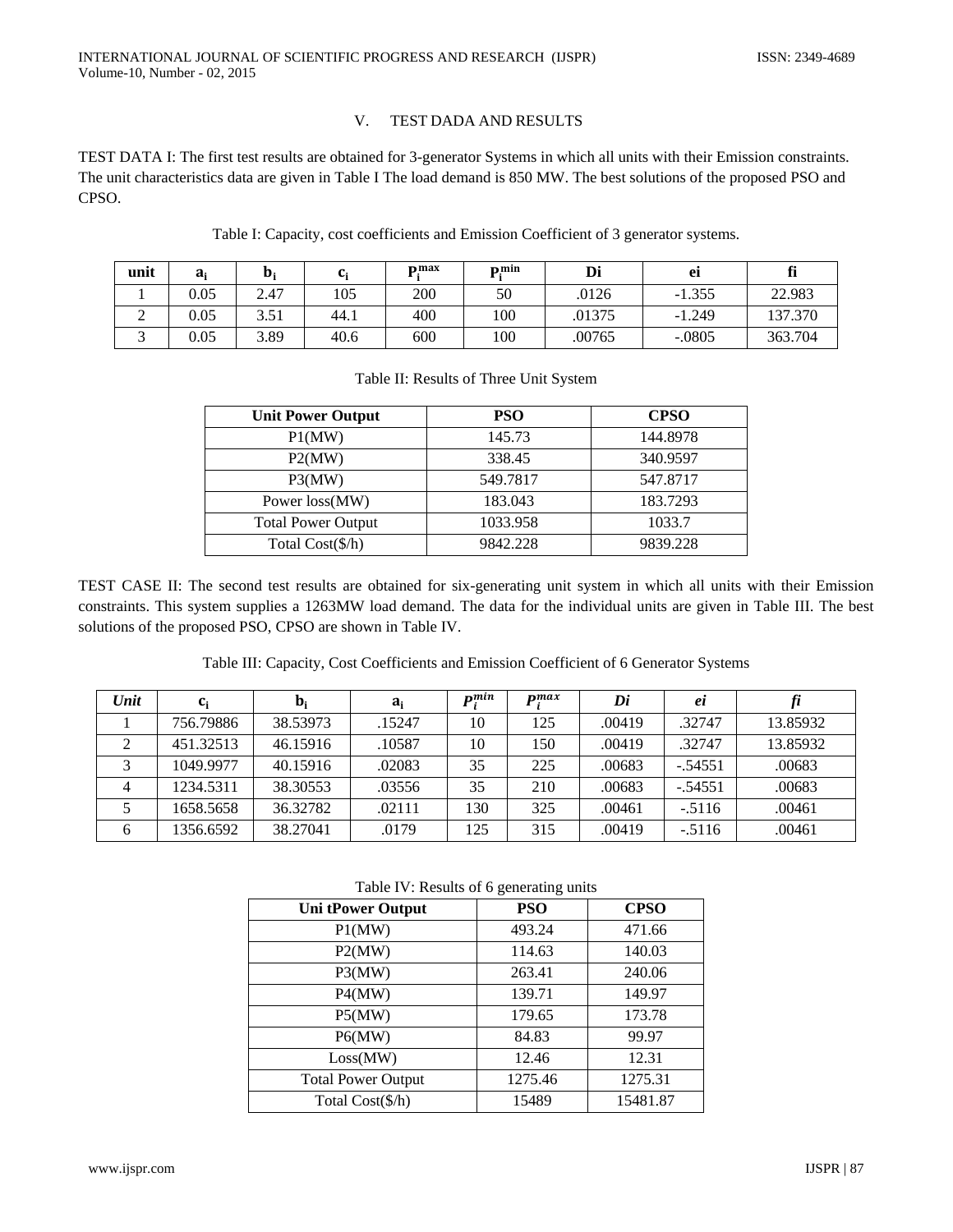## V. TEST DADA AND RESULTS

TEST DATA I: The first test results are obtained for 3-generator Systems in which all units with their Emission constraints. The unit characteristics data are given in Table I The load demand is 850 MW. The best solutions of the proposed PSO and CPSO.

Table I: Capacity, cost coefficients and Emission Coefficient of 3 generator systems.

| unit | $a_i$ | $b_i$ | $c_i$ | $P_i^{max}$ | $P_i^{min}$ | Di | ei | fi |
|---|---|---|---|---|---|---|---|---|
| 1 | 0.05 | 2.47 | 105 | 200 | 50 | .0126 | -1.355 | 22.983 |
| 2 | 0.05 | 3.51 | 44.1 | 400 | 100 | .01375 | -1.249 | 137.370 |
| 3 | 0.05 | 3.89 | 40.6 | 600 | 100 | .00765 | -.0805 | 363.704 |

Table II: Results of Three Unit System

| Unit Power Output | PSO | CPSO |
|---|---|---|
| P1(MW) | 145.73 | 144.8978 |
| P2(MW) | 338.45 | 340.9597 |
| P3(MW) | 549.7817 | 547.8717 |
| Power loss(MW) | 183.043 | 183.7293 |
| Total Power Output | 1033.958 | 1033.7 |
| Total Cost($/h) | 9842.228 | 9839.228 |

TEST CASE II: The second test results are obtained for six-generating unit system in which all units with their Emission constraints. This system supplies a 1263MW load demand. The data for the individual units are given in Table III. The best solutions of the proposed PSO, CPSO are shown in Table IV.

Table III: Capacity, Cost Coefficients and Emission Coefficient of 6 Generator Systems

| *Unit* | $c_i$ | $b_i$ | $a_i$ | $P_i^{min}$ | $P_i^{max}$ | *Di* | *ei* | *fi* |
|---|---|---|---|---|---|---|---|---|
| 1 | 756.79886 | 38.53973 | .15247 | 10 | 125 | .00419 | .32747 | 13.85932 |
| 2 | 451.32513 | 46.15916 | .10587 | 10 | 150 | .00419 | .32747 | 13.85932 |
| 3 | 1049.9977 | 40.15916 | .02083 | 35 | 225 | .00683 | -.54551 | .00683 |
| 4 | 1234.5311 | 38.30553 | .03556 | 35 | 210 | .00683 | -.54551 | .00683 |
| 5 | 1658.5658 | 36.32782 | .02111 | 130 | 325 | .00461 | -.5116 | .00461 |
| 6 | 1356.6592 | 38.27041 | .0179 | 125 | 315 | .00419 | -.5116 | .00461 |

Table IV: Results of 6 generating units

| Uni tPower Output | PSO | CPSO |
|---|---|---|
| P1(MW) | 493.24 | 471.66 |
| P2(MW) | 114.63 | 140.03 |
| P3(MW) | 263.41 | 240.06 |
| P4(MW) | 139.71 | 149.97 |
| P5(MW) | 179.65 | 173.78 |
| P6(MW) | 84.83 | 99.97 |
| Loss(MW) | 12.46 | 12.31 |
| Total Power Output | 1275.46 | 1275.31 |
| Total Cost($/h) | 15489 | 15481.87 |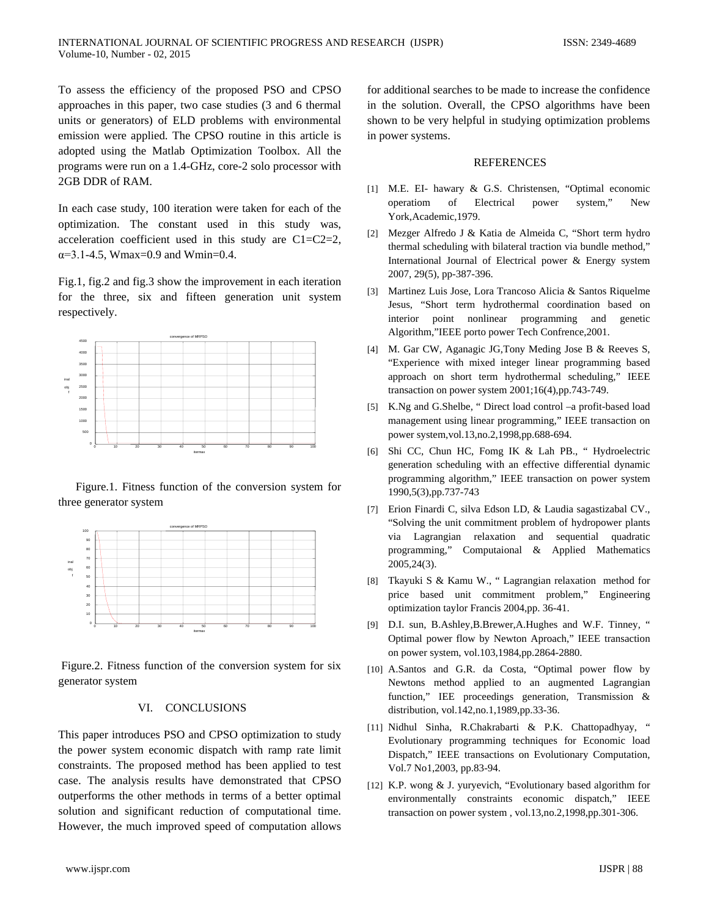To assess the efficiency of the proposed PSO and CPSO approaches in this paper, two case studies (3 and 6 thermal units or generators) of ELD problems with environmental emission were applied. The CPSO routine in this article is adopted using the Matlab Optimization Toolbox. All the programs were run on a 1.4-GHz, core-2 solo processor with 2GB DDR of RAM.

In each case study, 100 iteration were taken for each of the optimization. The constant used in this study was, acceleration coefficient used in this study are C1=C2=2, $\alpha$=3.1-4.5, Wmax=0.9 and Wmin=0.4.

Fig.1, fig.2 and fig.3 show the improvement in each iteration for the three, six and fifteen generation unit system respectively.

Figure.1. Fitness function of the conversion system for three generator system

Figure.2. Fitness function of the conversion system for six generator system

## VI. CONCLUSIONS

This paper introduces PSO and CPSO optimization to study the power system economic dispatch with ramp rate limit constraints. The proposed method has been applied to test case. The analysis results have demonstrated that CPSO outperforms the other methods in terms of a better optimal solution and significant reduction of computational time. However, the much improved speed of computation allows for additional searches to be made to increase the confidence in the solution. Overall, the CPSO algorithms have been shown to be very helpful in studying optimization problems in power systems.

## REFERENCES

[1] M.E. EI- hawary & G.S. Christensen, "Optimal economic operatiom of Electrical power system," New York,Academic,1979.

[2] Mezger Alfredo J & Katia de Almeida C, "Short term hydro thermal scheduling with bilateral traction via bundle method," International Journal of Electrical power & Energy system 2007, 29(5), pp-387-396.

[3] Martinez Luis Jose, Lora Trancoso Alicia & Santos Riquelme Jesus, "Short term hydrothermal coordination based on interior point nonlinear programming and genetic Algorithm,"IEEE porto power Tech Confrence,2001.

[4] M. Gar CW, Aganagic JG,Tony Meding Jose B & Reeves S, "Experience with mixed integer linear programming based approach on short term hydrothermal scheduling," IEEE transaction on power system 2001;16(4),pp.743-749.

[5] K.Ng and G.Shelbe, " Direct load control –a profit-based load management using linear programming," IEEE transaction on power system,vol.13,no.2,1998,pp.688-694.

[6] Shi CC, Chun HC, Fomg IK & Lah PB., " Hydroelectric generation scheduling with an effective differential dynamic programming algorithm," IEEE transaction on power system 1990,5(3),pp.737-743

[7] Erion Finardi C, silva Edson LD, & Laudia sagastizabal CV., "Solving the unit commitment problem of hydropower plants via Lagrangian relaxation and sequential quadratic programming," Computaional & Applied Mathematics 2005,24(3).

[8] Tkayuki S & Kamu W., " Lagrangian relaxation method for price based unit commitment problem," Engineering optimization taylor Francis 2004,pp. 36-41.

[9] D.I. sun, B.Ashley,B.Brewer,A.Hughes and W.F. Tinney, " Optimal power flow by Newton Aproach," IEEE transaction on power system, vol.103,1984,pp.2864-2880.

[10] A.Santos and G.R. da Costa, "Optimal power flow by Newtons method applied to an augmented Lagrangian function," IEE proceedings generation, Transmission & distribution, vol.142,no.1,1989,pp.33-36.

[11] Nidhul Sinha, R.Chakrabarti & P.K. Chattopadhyay, " Evolutionary programming techniques for Economic load Dispatch," IEEE transactions on Evolutionary Computation, Vol.7 No1,2003, pp.83-94.

[12] K.P. wong & J. yuryevich, "Evolutionary based algorithm for environmentally constraints economic dispatch," IEEE transaction on power system , vol.13,no.2,1998,pp.301-306.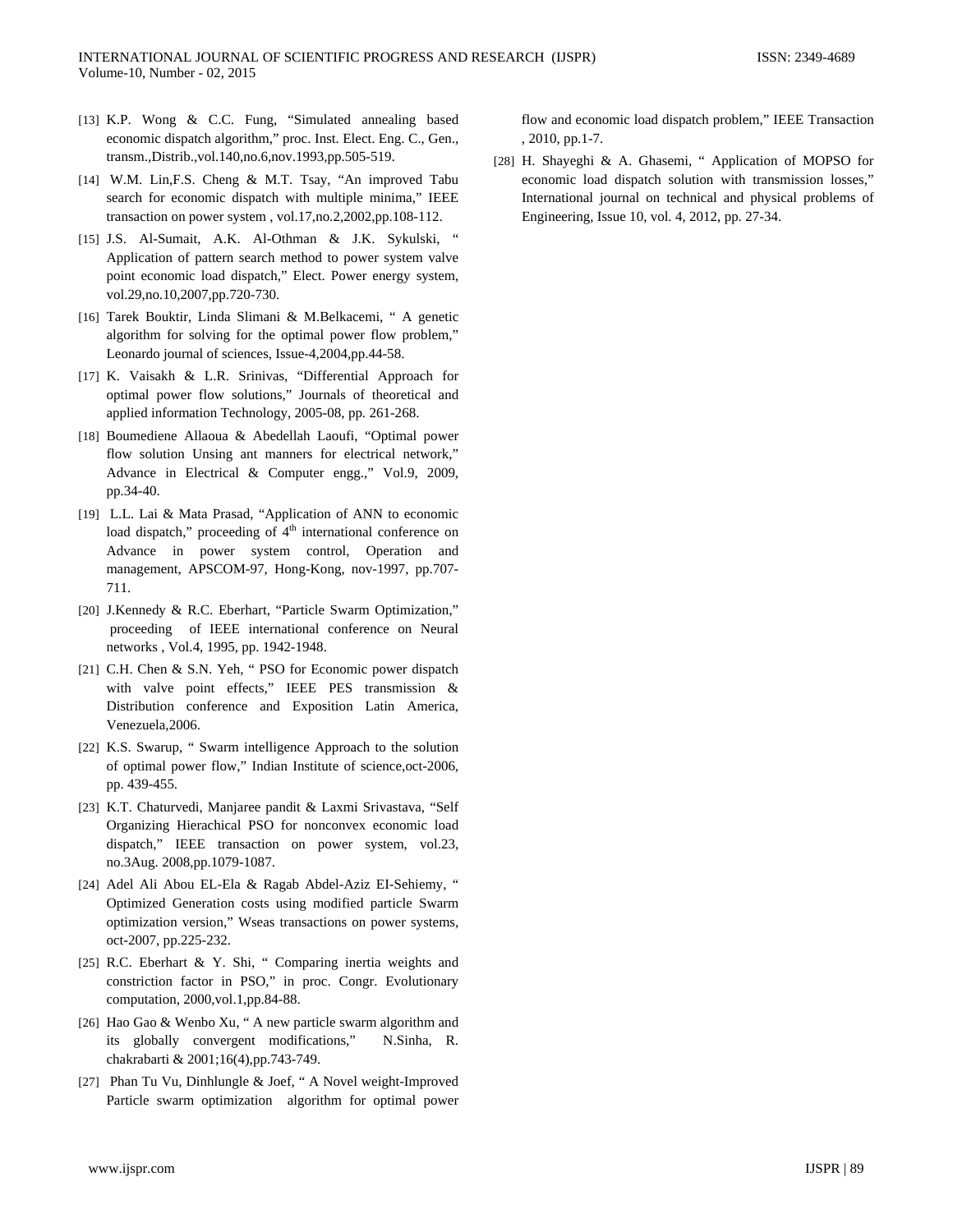[13] K.P. Wong & C.C. Fung, "Simulated annealing based economic dispatch algorithm," proc. Inst. Elect. Eng. C., Gen., transm.,Distrib.,vol.140,no.6,nov.1993,pp.505-519.

[14] W.M. Lin,F.S. Cheng & M.T. Tsay, "An improved Tabu search for economic dispatch with multiple minima," IEEE transaction on power system , vol.17,no.2,2002,pp.108-112.

[15] J.S. Al-Sumait, A.K. Al-Othman & J.K. Sykulski, " Application of pattern search method to power system valve point economic load dispatch," Elect. Power energy system, vol.29,no.10,2007,pp.720-730.

[16] Tarek Bouktir, Linda Slimani & M.Belkacemi, " A genetic algorithm for solving for the optimal power flow problem," Leonardo journal of sciences, Issue-4,2004,pp.44-58.

[17] K. Vaisakh & L.R. Srinivas, "Differential Approach for optimal power flow solutions," Journals of theoretical and applied information Technology, 2005-08, pp. 261-268.

[18] Boumediene Allaoua & Abedellah Laoufi, "Optimal power flow solution Unsing ant manners for electrical network," Advance in Electrical & Computer engg.," Vol.9, 2009, pp.34-40.

[19] L.L. Lai & Mata Prasad, "Application of ANN to economic load dispatch," proceeding of 4th international conference on Advance in power system control, Operation and management, APSCOM-97, Hong-Kong, nov-1997, pp.707-711.

[20] J.Kennedy & R.C. Eberhart, "Particle Swarm Optimization," proceeding of IEEE international conference on Neural networks , Vol.4, 1995, pp. 1942-1948.

[21] C.H. Chen & S.N. Yeh, " PSO for Economic power dispatch with valve point effects," IEEE PES transmission & Distribution conference and Exposition Latin America, Venezuela,2006.

[22] K.S. Swarup, " Swarm intelligence Approach to the solution of optimal power flow," Indian Institute of science,oct-2006, pp. 439-455.

[23] K.T. Chaturvedi, Manjaree pandit & Laxmi Srivastava, "Self Organizing Hierachical PSO for nonconvex economic load dispatch," IEEE transaction on power system, vol.23, no.3Aug. 2008,pp.1079-1087.

[24] Adel Ali Abou EL-Ela & Ragab Abdel-Aziz EI-Sehiemy, " Optimized Generation costs using modified particle Swarm optimization version," Wseas transactions on power systems, oct-2007, pp.225-232.

[25] R.C. Eberhart & Y. Shi, " Comparing inertia weights and constriction factor in PSO," in proc. Congr. Evolutionary computation, 2000,vol.1,pp.84-88.

[26] Hao Gao & Wenbo Xu, " A new particle swarm algorithm and its globally convergent modifications," N.Sinha, R. chakrabarti & 2001;16(4),pp.743-749.

[27] Phan Tu Vu, Dinhlungle & Joef, " A Novel weight-Improved Particle swarm optimization algorithm for optimal power flow and economic load dispatch problem," IEEE Transaction , 2010, pp.1-7.

[28] H. Shayeghi & A. Ghasemi, " Application of MOPSO for economic load dispatch solution with transmission losses," International journal on technical and physical problems of Engineering, Issue 10, vol. 4, 2012, pp. 27-34.